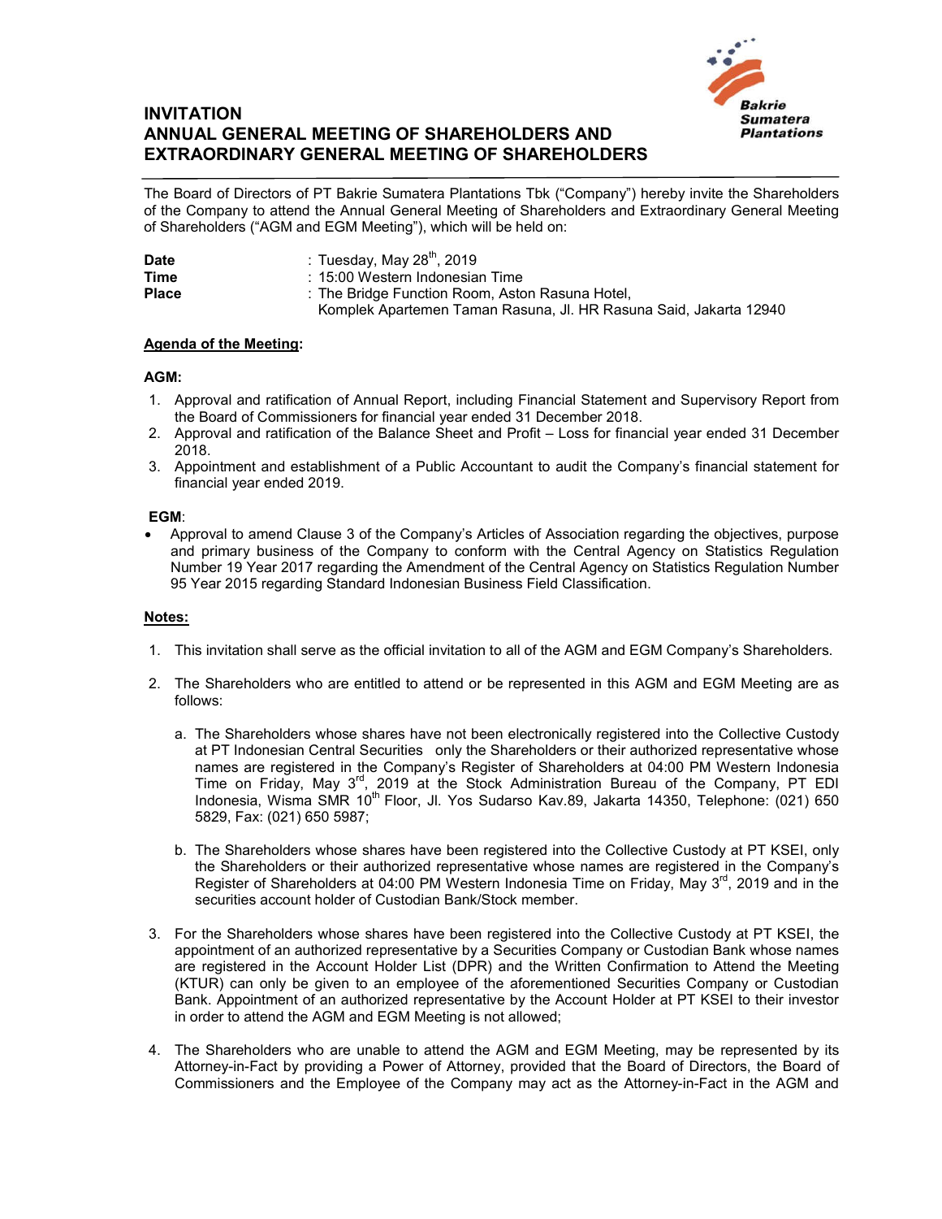# INVITATION
# ANNUAL GENERAL MEETING OF SHAREHOLDERS AND EXTRAORDINARY GENERAL MEETING OF SHAREHOLDERS

The Board of Directors of PT Bakrie Sumatera Plantations Tbk ("Company") hereby invite the Shareholders of the Company to attend the Annual General Meeting of Shareholders and Extraordinary General Meeting of Shareholders ("AGM and EGM Meeting"), which will be held on:

| | |
|---|---|
| **Date** | : Tuesday, May 28th, 2019 |
| **Time** | : 15:00 Western Indonesian Time |
| **Place** | : The Bridge Function Room, Aston Rasuna Hotel, Komplek Apartemen Taman Rasuna, Jl. HR Rasuna Said, Jakarta 12940 |

**Agenda of the Meeting:**

**AGM:**

1. Approval and ratification of Annual Report, including Financial Statement and Supervisory Report from the Board of Commissioners for financial year ended 31 December 2018.
2. Approval and ratification of the Balance Sheet and Profit – Loss for financial year ended 31 December 2018.
3. Appointment and establishment of a Public Accountant to audit the Company's financial statement for financial year ended 2019.

**EGM**:

- Approval to amend Clause 3 of the Company's Articles of Association regarding the objectives, purpose and primary business of the Company to conform with the Central Agency on Statistics Regulation Number 19 Year 2017 regarding the Amendment of the Central Agency on Statistics Regulation Number 95 Year 2015 regarding Standard Indonesian Business Field Classification.

**Notes:**

1. This invitation shall serve as the official invitation to all of the AGM and EGM Company's Shareholders.

2. The Shareholders who are entitled to attend or be represented in this AGM and EGM Meeting are as follows:

   a. The Shareholders whose shares have not been electronically registered into the Collective Custody at PT Indonesian Central Securities only the Shareholders or their authorized representative whose names are registered in the Company's Register of Shareholders at 04:00 PM Western Indonesia Time on Friday, May 3rd, 2019 at the Stock Administration Bureau of the Company, PT EDI Indonesia, Wisma SMR 10th Floor, Jl. Yos Sudarso Kav.89, Jakarta 14350, Telephone: (021) 650 5829, Fax: (021) 650 5987;

   b. The Shareholders whose shares have been registered into the Collective Custody at PT KSEI, only the Shareholders or their authorized representative whose names are registered in the Company's Register of Shareholders at 04:00 PM Western Indonesia Time on Friday, May 3rd, 2019 and in the securities account holder of Custodian Bank/Stock member.

3. For the Shareholders whose shares have been registered into the Collective Custody at PT KSEI, the appointment of an authorized representative by a Securities Company or Custodian Bank whose names are registered in the Account Holder List (DPR) and the Written Confirmation to Attend the Meeting (KTUR) can only be given to an employee of the aforementioned Securities Company or Custodian Bank. Appointment of an authorized representative by the Account Holder at PT KSEI to their investor in order to attend the AGM and EGM Meeting is not allowed;

4. The Shareholders who are unable to attend the AGM and EGM Meeting, may be represented by its Attorney-in-Fact by providing a Power of Attorney, provided that the Board of Directors, the Board of Commissioners and the Employee of the Company may act as the Attorney-in-Fact in the AGM and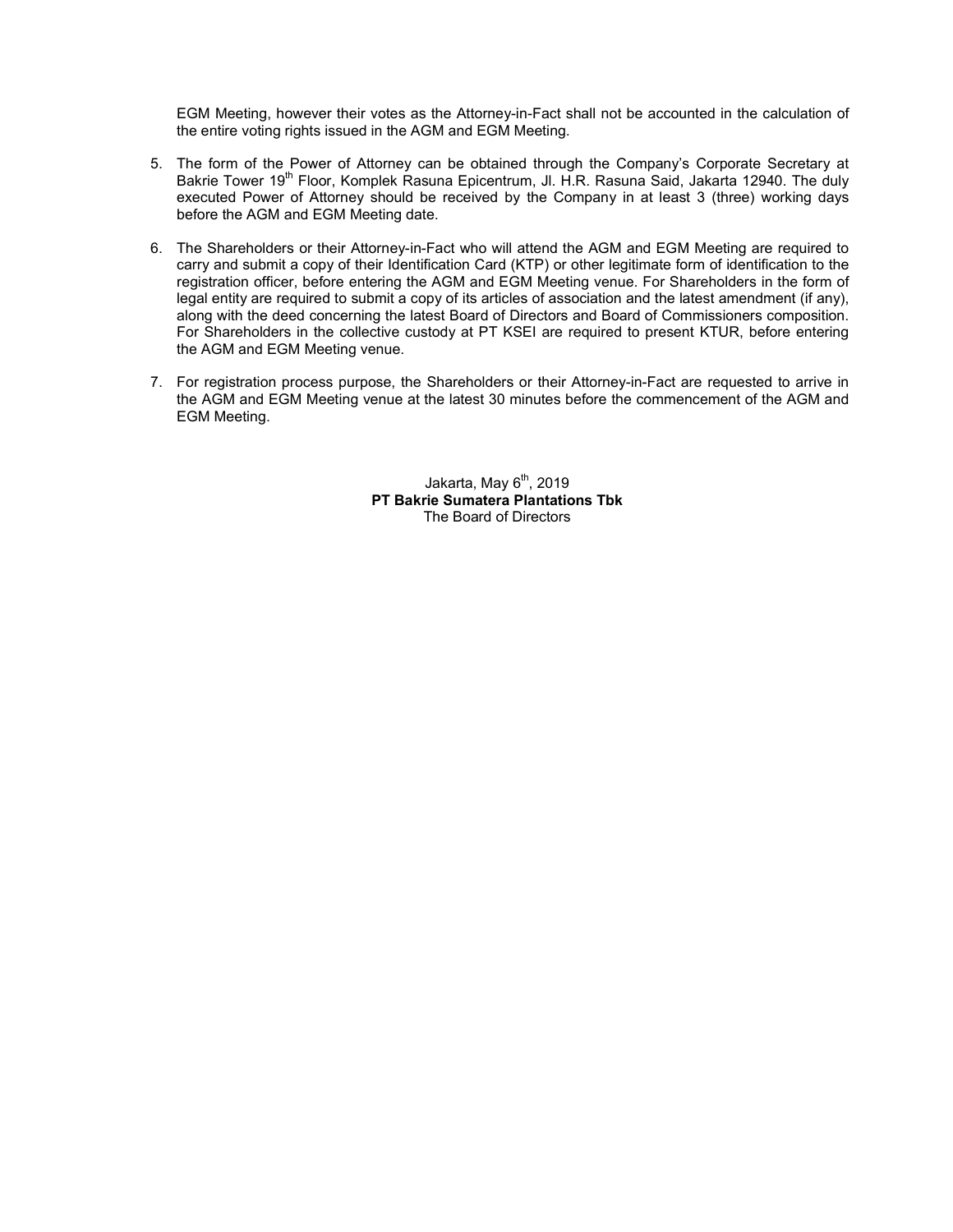EGM Meeting, however their votes as the Attorney-in-Fact shall not be accounted in the calculation of the entire voting rights issued in the AGM and EGM Meeting.

5. The form of the Power of Attorney can be obtained through the Company's Corporate Secretary at Bakrie Tower 19th Floor, Komplek Rasuna Epicentrum, Jl. H.R. Rasuna Said, Jakarta 12940. The duly executed Power of Attorney should be received by the Company in at least 3 (three) working days before the AGM and EGM Meeting date.

6. The Shareholders or their Attorney-in-Fact who will attend the AGM and EGM Meeting are required to carry and submit a copy of their Identification Card (KTP) or other legitimate form of identification to the registration officer, before entering the AGM and EGM Meeting venue. For Shareholders in the form of legal entity are required to submit a copy of its articles of association and the latest amendment (if any), along with the deed concerning the latest Board of Directors and Board of Commissioners composition. For Shareholders in the collective custody at PT KSEI are required to present KTUR, before entering the AGM and EGM Meeting venue.

7. For registration process purpose, the Shareholders or their Attorney-in-Fact are requested to arrive in the AGM and EGM Meeting venue at the latest 30 minutes before the commencement of the AGM and EGM Meeting.

Jakarta, May 6th, 2019
**PT Bakrie Sumatera Plantations Tbk**
The Board of Directors